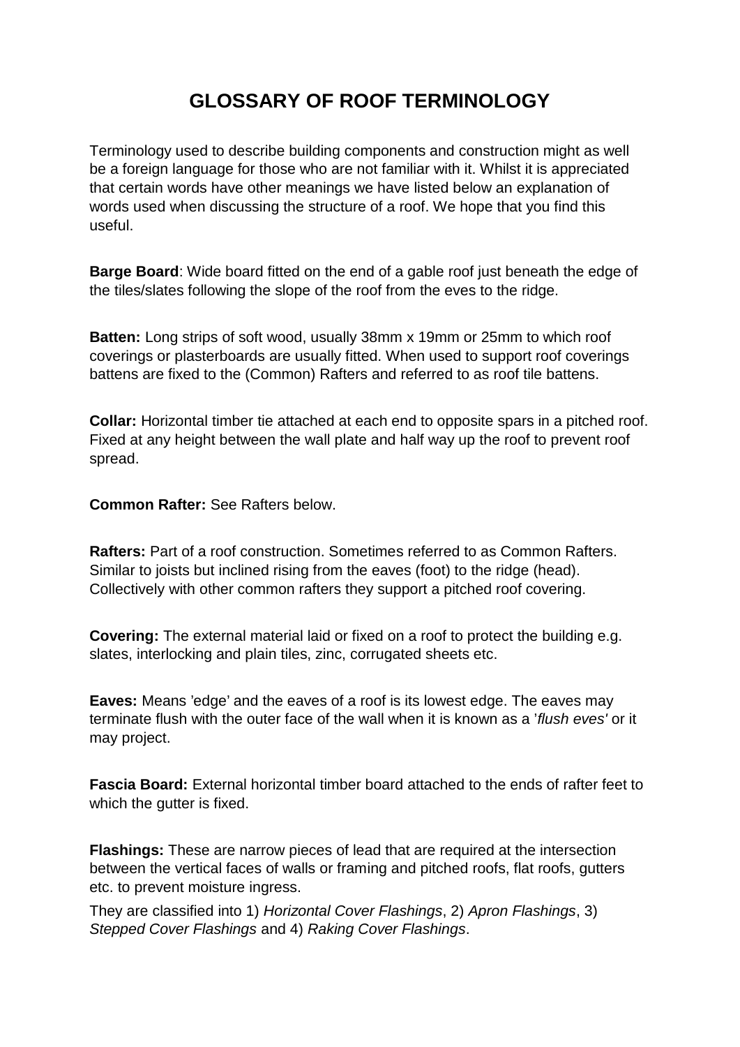# GLOSSARY OF ROOF TERMINOLOGY

Terminology used to describe building components and construction might as well be a foreign language for those who are not familiar with it. Whilst it is appreciated that certain words have other meanings we have listed below an explanation of words used when discussing the structure of a roof. We hope that you find this useful.

**Barge Board**: Wide board fitted on the end of a gable roof just beneath the edge of the tiles/slates following the slope of the roof from the eves to the ridge.

**Batten:** Long strips of soft wood, usually 38mm x 19mm or 25mm to which roof coverings or plasterboards are usually fitted. When used to support roof coverings battens are fixed to the (Common) Rafters and referred to as roof tile battens.

**Collar:** Horizontal timber tie attached at each end to opposite spars in a pitched roof. Fixed at any height between the wall plate and half way up the roof to prevent roof spread.

**Common Rafter:** See Rafters below.

**Rafters:** Part of a roof construction. Sometimes referred to as Common Rafters. Similar to joists but inclined rising from the eaves (foot) to the ridge (head). Collectively with other common rafters they support a pitched roof covering.

**Covering:** The external material laid or fixed on a roof to protect the building e.g. slates, interlocking and plain tiles, zinc, corrugated sheets etc.

**Eaves:** Means 'edge' and the eaves of a roof is its lowest edge. The eaves may terminate flush with the outer face of the wall when it is known as a '*flush eves'* or it may project.

**Fascia Board:** External horizontal timber board attached to the ends of rafter feet to which the gutter is fixed.

**Flashings:** These are narrow pieces of lead that are required at the intersection between the vertical faces of walls or framing and pitched roofs, flat roofs, gutters etc. to prevent moisture ingress.

They are classified into 1) *Horizontal Cover Flashings*, 2) *Apron Flashings*, 3) *Stepped Cover Flashings* and 4) *Raking Cover Flashings*.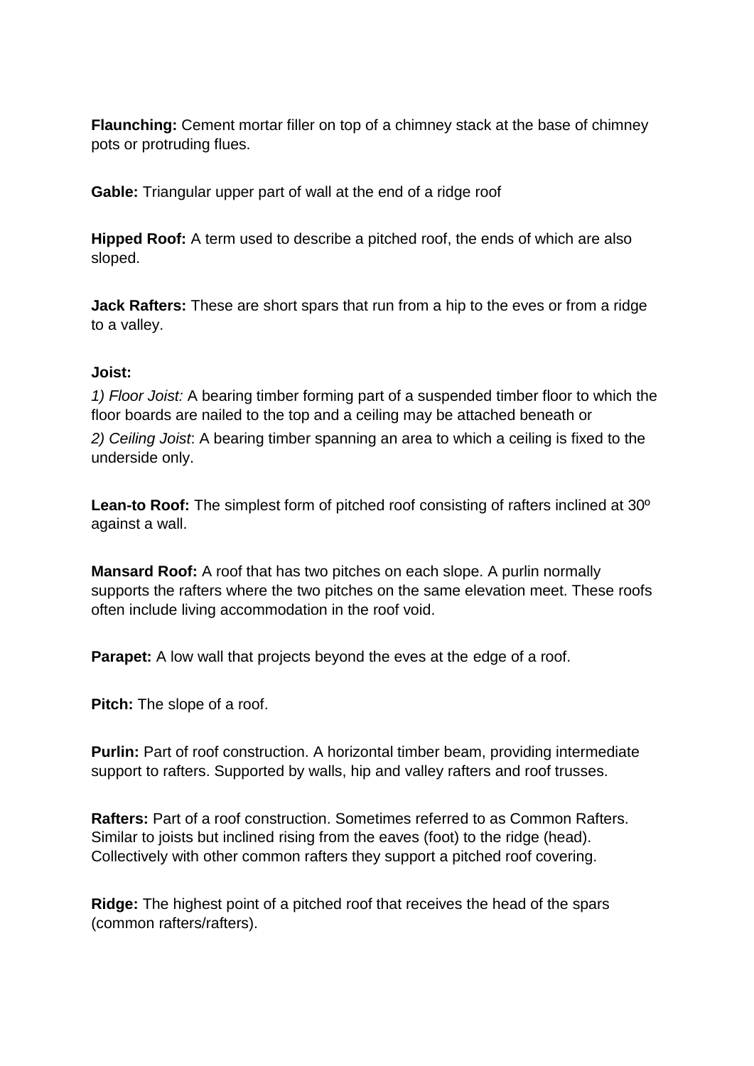**Flaunching:** Cement mortar filler on top of a chimney stack at the base of chimney pots or protruding flues.

**Gable:** Triangular upper part of wall at the end of a ridge roof

**Hipped Roof:** A term used to describe a pitched roof, the ends of which are also sloped.

**Jack Rafters:** These are short spars that run from a hip to the eves or from a ridge to a valley.

**Joist:**

*1) Floor Joist:* A bearing timber forming part of a suspended timber floor to which the floor boards are nailed to the top and a ceiling may be attached beneath or

*2) Ceiling Joist*: A bearing timber spanning an area to which a ceiling is fixed to the underside only.

**Lean-to Roof:** The simplest form of pitched roof consisting of rafters inclined at 30º against a wall.

**Mansard Roof:** A roof that has two pitches on each slope. A purlin normally supports the rafters where the two pitches on the same elevation meet. These roofs often include living accommodation in the roof void.

**Parapet:** A low wall that projects beyond the eves at the edge of a roof.

**Pitch:** The slope of a roof.

**Purlin:** Part of roof construction. A horizontal timber beam, providing intermediate support to rafters. Supported by walls, hip and valley rafters and roof trusses.

**Rafters:** Part of a roof construction. Sometimes referred to as Common Rafters. Similar to joists but inclined rising from the eaves (foot) to the ridge (head). Collectively with other common rafters they support a pitched roof covering.

**Ridge:** The highest point of a pitched roof that receives the head of the spars (common rafters/rafters).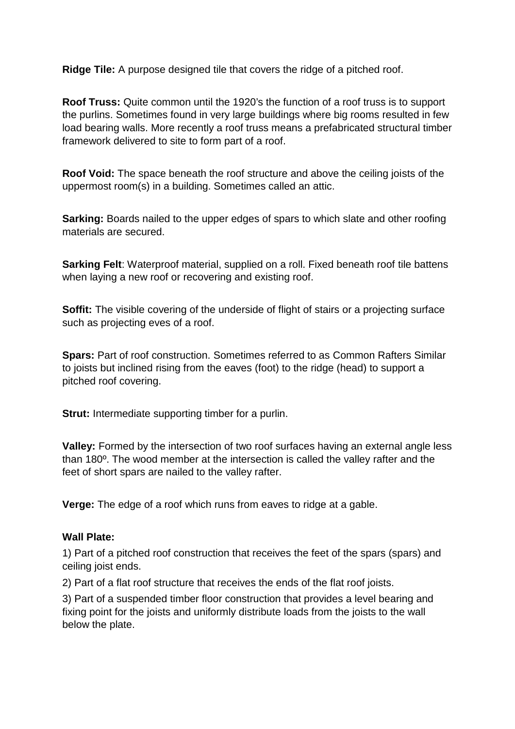**Ridge Tile:** A purpose designed tile that covers the ridge of a pitched roof.

**Roof Truss:** Quite common until the 1920's the function of a roof truss is to support the purlins. Sometimes found in very large buildings where big rooms resulted in few load bearing walls. More recently a roof truss means a prefabricated structural timber framework delivered to site to form part of a roof.

**Roof Void:** The space beneath the roof structure and above the ceiling joists of the uppermost room(s) in a building. Sometimes called an attic.

**Sarking:** Boards nailed to the upper edges of spars to which slate and other roofing materials are secured.

**Sarking Felt**: Waterproof material, supplied on a roll. Fixed beneath roof tile battens when laying a new roof or recovering and existing roof.

**Soffit:** The visible covering of the underside of flight of stairs or a projecting surface such as projecting eves of a roof.

**Spars:** Part of roof construction. Sometimes referred to as Common Rafters Similar to joists but inclined rising from the eaves (foot) to the ridge (head) to support a pitched roof covering.

**Strut:** Intermediate supporting timber for a purlin.

**Valley:** Formed by the intersection of two roof surfaces having an external angle less than 180º. The wood member at the intersection is called the valley rafter and the feet of short spars are nailed to the valley rafter.

**Verge:** The edge of a roof which runs from eaves to ridge at a gable.

**Wall Plate:**

1) Part of a pitched roof construction that receives the feet of the spars (spars) and ceiling joist ends.

2) Part of a flat roof structure that receives the ends of the flat roof joists.

3) Part of a suspended timber floor construction that provides a level bearing and fixing point for the joists and uniformly distribute loads from the joists to the wall below the plate.